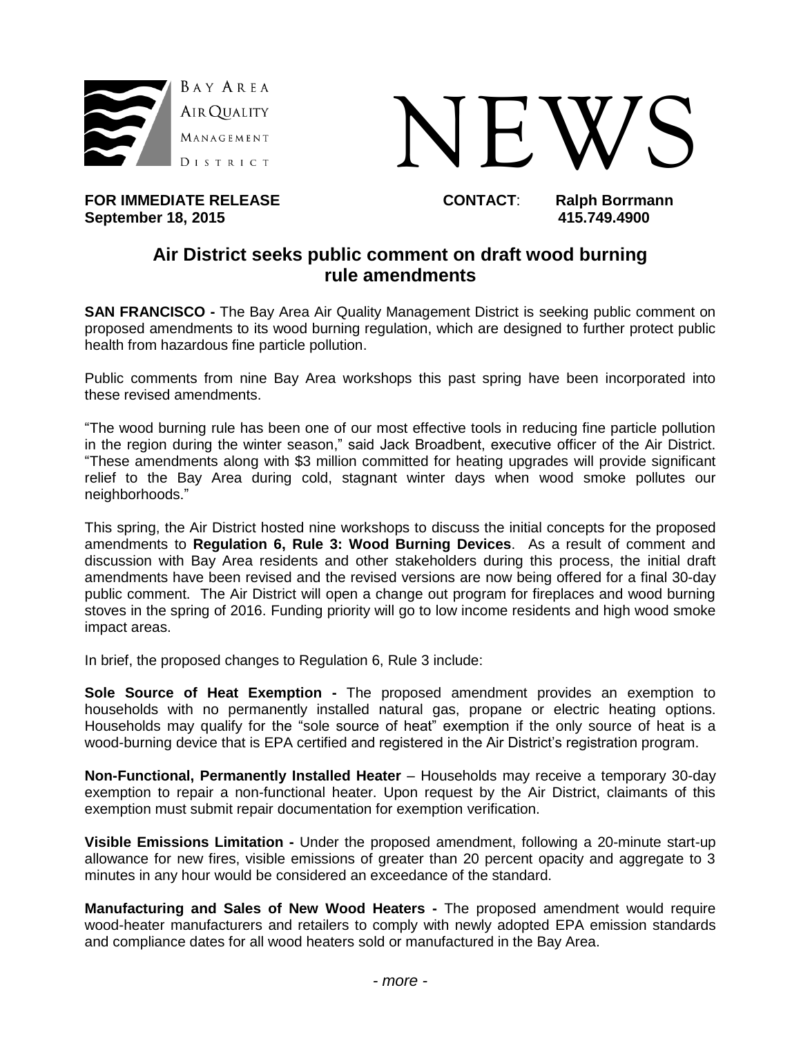BAY AREA AIR QUALITY MANAGEMENT DISTRICT

# NEWS

**FOR IMMEDIATE RELEASE**
**September 18, 2015**

**CONTACT**: **Ralph Borrmann**
**415.749.4900**

## Air District seeks public comment on draft wood burning rule amendments

**SAN FRANCISCO -** The Bay Area Air Quality Management District is seeking public comment on proposed amendments to its wood burning regulation, which are designed to further protect public health from hazardous fine particle pollution.

Public comments from nine Bay Area workshops this past spring have been incorporated into these revised amendments.

"The wood burning rule has been one of our most effective tools in reducing fine particle pollution in the region during the winter season," said Jack Broadbent, executive officer of the Air District. "These amendments along with $3 million committed for heating upgrades will provide significant relief to the Bay Area during cold, stagnant winter days when wood smoke pollutes our neighborhoods."

This spring, the Air District hosted nine workshops to discuss the initial concepts for the proposed amendments to **Regulation 6, Rule 3: Wood Burning Devices**. As a result of comment and discussion with Bay Area residents and other stakeholders during this process, the initial draft amendments have been revised and the revised versions are now being offered for a final 30-day public comment. The Air District will open a change out program for fireplaces and wood burning stoves in the spring of 2016. Funding priority will go to low income residents and high wood smoke impact areas.

In brief, the proposed changes to Regulation 6, Rule 3 include:

**Sole Source of Heat Exemption -** The proposed amendment provides an exemption to households with no permanently installed natural gas, propane or electric heating options. Households may qualify for the "sole source of heat" exemption if the only source of heat is a wood-burning device that is EPA certified and registered in the Air District's registration program.

**Non-Functional, Permanently Installed Heater** – Households may receive a temporary 30-day exemption to repair a non-functional heater. Upon request by the Air District, claimants of this exemption must submit repair documentation for exemption verification.

**Visible Emissions Limitation -** Under the proposed amendment, following a 20-minute start-up allowance for new fires, visible emissions of greater than 20 percent opacity and aggregate to 3 minutes in any hour would be considered an exceedance of the standard.

**Manufacturing and Sales of New Wood Heaters -** The proposed amendment would require wood-heater manufacturers and retailers to comply with newly adopted EPA emission standards and compliance dates for all wood heaters sold or manufactured in the Bay Area.

*- more -*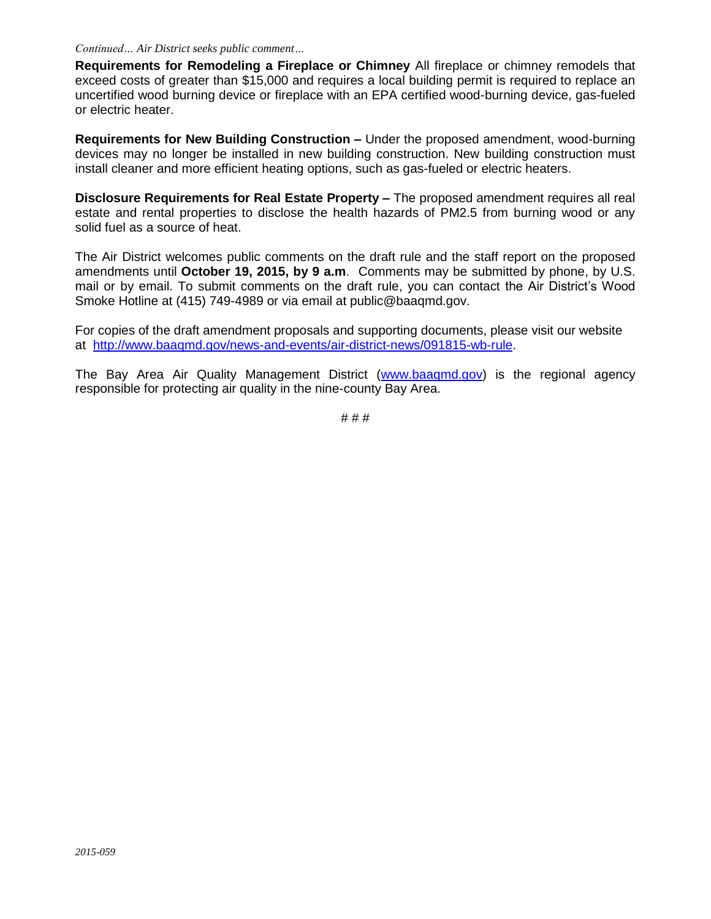*Continued… Air District seeks public comment…*

**Requirements for Remodeling a Fireplace or Chimney** All fireplace or chimney remodels that exceed costs of greater than $15,000 and requires a local building permit is required to replace an uncertified wood burning device or fireplace with an EPA certified wood-burning device, gas-fueled or electric heater.

**Requirements for New Building Construction –** Under the proposed amendment, wood-burning devices may no longer be installed in new building construction. New building construction must install cleaner and more efficient heating options, such as gas-fueled or electric heaters.

**Disclosure Requirements for Real Estate Property –** The proposed amendment requires all real estate and rental properties to disclose the health hazards of PM2.5 from burning wood or any solid fuel as a source of heat.

The Air District welcomes public comments on the draft rule and the staff report on the proposed amendments until **October 19, 2015, by 9 a.m**. Comments may be submitted by phone, by U.S. mail or by email. To submit comments on the draft rule, you can contact the Air District's Wood Smoke Hotline at (415) 749-4989 or via email at public@baaqmd.gov.

For copies of the draft amendment proposals and supporting documents, please visit our website at http://www.baaqmd.gov/news-and-events/air-district-news/091815-wb-rule.

The Bay Area Air Quality Management District (www.baaqmd.gov) is the regional agency responsible for protecting air quality in the nine-county Bay Area.

# # #

*2015-059*